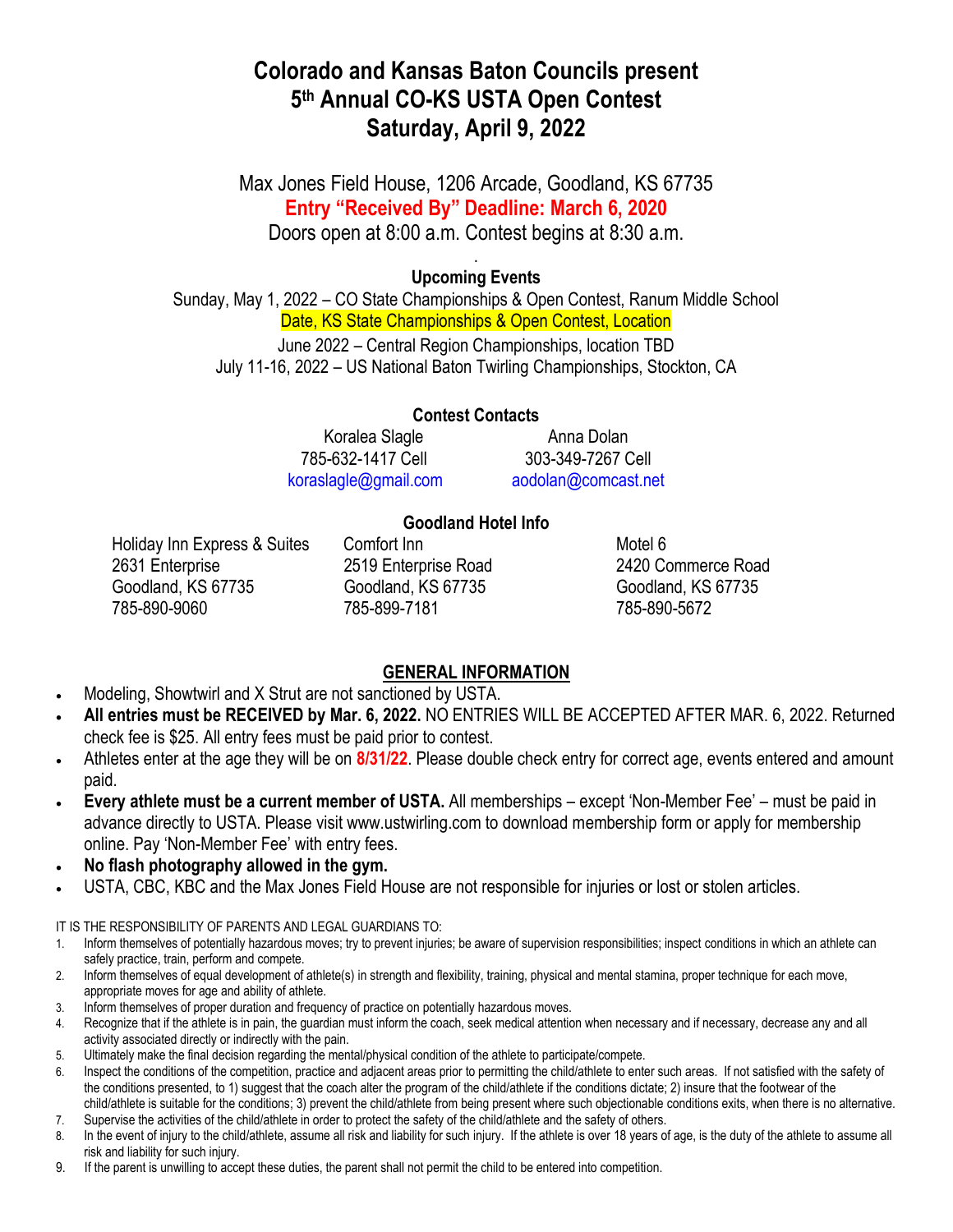# Colorado and Kansas Baton Councils present
# 5th Annual CO-KS USTA Open Contest
# Saturday, April 9, 2022

Max Jones Field House, 1206 Arcade, Goodland, KS 67735

**Entry "Received By" Deadline: March 6, 2020**

Doors open at 8:00 a.m. Contest begins at 8:30 a.m.

.

**Upcoming Events**

Sunday, May 1, 2022 – CO State Championships & Open Contest, Ranum Middle School

Date, KS State Championships & Open Contest, Location

June 2022 – Central Region Championships, location TBD

July 11-16, 2022 – US National Baton Twirling Championships, Stockton, CA

**Contest Contacts**

| Koralea Slagle | Anna Dolan |
|---|---|
| 785-632-1417 Cell | 303-349-7267 Cell |
| koraslagle@gmail.com | aodolan@comcast.net |

**Goodland Hotel Info**

| Holiday Inn Express & Suites | Comfort Inn | Motel 6 |
|---|---|---|
| 2631 Enterprise | 2519 Enterprise Road | 2420 Commerce Road |
| Goodland, KS 67735 | Goodland, KS 67735 | Goodland, KS 67735 |
| 785-890-9060 | 785-899-7181 | 785-890-5672 |

## GENERAL INFORMATION

- Modeling, Showtwirl and X Strut are not sanctioned by USTA.
- **All entries must be RECEIVED by Mar. 6, 2022.** NO ENTRIES WILL BE ACCEPTED AFTER MAR. 6, 2022. Returned check fee is $25. All entry fees must be paid prior to contest.
- Athletes enter at the age they will be on **8/31/22**. Please double check entry for correct age, events entered and amount paid.
- **Every athlete must be a current member of USTA.** All memberships – except 'Non-Member Fee' – must be paid in advance directly to USTA. Please visit www.ustwirling.com to download membership form or apply for membership online. Pay 'Non-Member Fee' with entry fees.
- **No flash photography allowed in the gym.**
- USTA, CBC, KBC and the Max Jones Field House are not responsible for injuries or lost or stolen articles.

IT IS THE RESPONSIBILITY OF PARENTS AND LEGAL GUARDIANS TO:

1. Inform themselves of potentially hazardous moves; try to prevent injuries; be aware of supervision responsibilities; inspect conditions in which an athlete can safely practice, train, perform and compete.
2. Inform themselves of equal development of athlete(s) in strength and flexibility, training, physical and mental stamina, proper technique for each move, appropriate moves for age and ability of athlete.
3. Inform themselves of proper duration and frequency of practice on potentially hazardous moves.
4. Recognize that if the athlete is in pain, the guardian must inform the coach, seek medical attention when necessary and if necessary, decrease any and all activity associated directly or indirectly with the pain.
5. Ultimately make the final decision regarding the mental/physical condition of the athlete to participate/compete.
6. Inspect the conditions of the competition, practice and adjacent areas prior to permitting the child/athlete to enter such areas. If not satisfied with the safety of the conditions presented, to 1) suggest that the coach alter the program of the child/athlete if the conditions dictate; 2) insure that the footwear of the child/athlete is suitable for the conditions; 3) prevent the child/athlete from being present where such objectionable conditions exits, when there is no alternative.
7. Supervise the activities of the child/athlete in order to protect the safety of the child/athlete and the safety of others.
8. In the event of injury to the child/athlete, assume all risk and liability for such injury. If the athlete is over 18 years of age, is the duty of the athlete to assume all risk and liability for such injury.
9. If the parent is unwilling to accept these duties, the parent shall not permit the child to be entered into competition.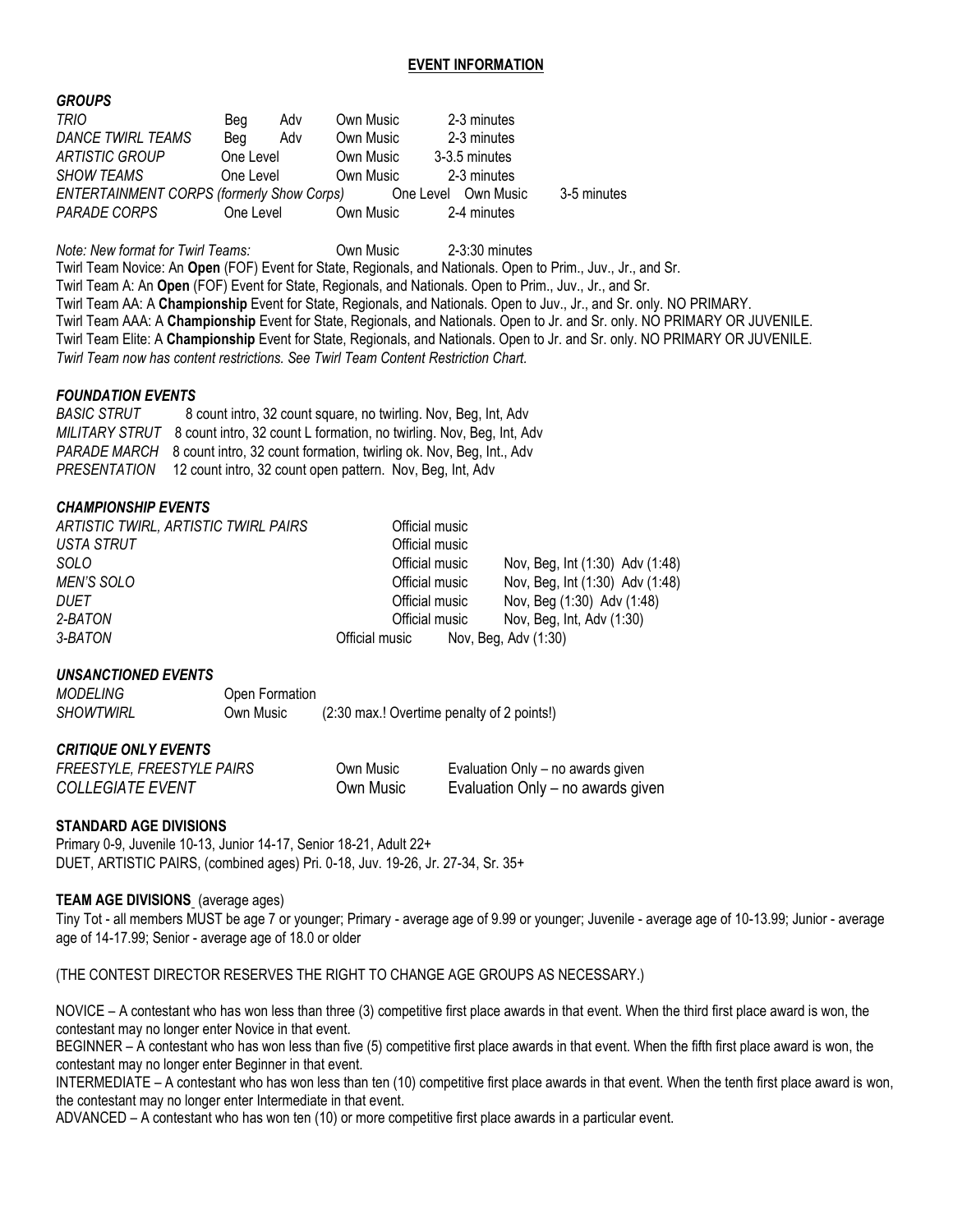## EVENT INFORMATION

### *GROUPS*

| | | | | |
|---|---|---|---|---|
| *TRIO* | Beg | Adv | Own Music | 2-3 minutes |
| *DANCE TWIRL TEAMS* | Beg | Adv | Own Music | 2-3 minutes |
| *ARTISTIC GROUP* | One Level | | Own Music | 3-3.5 minutes |
| *SHOW TEAMS* | One Level | | Own Music | 2-3 minutes |
| *ENTERTAINMENT CORPS (formerly Show Corps)* | One Level | | Own Music | 3-5 minutes |
| *PARADE CORPS* | One Level | | Own Music | 2-4 minutes |

*Note: New format for Twirl Teams:* Own Music 2-3:30 minutes

Twirl Team Novice: An **Open** (FOF) Event for State, Regionals, and Nationals. Open to Prim., Juv., Jr., and Sr.
Twirl Team A: An **Open** (FOF) Event for State, Regionals, and Nationals. Open to Prim., Juv., Jr., and Sr.
Twirl Team AA: A **Championship** Event for State, Regionals, and Nationals. Open to Juv., Jr., and Sr. only. NO PRIMARY.
Twirl Team AAA: A **Championship** Event for State, Regionals, and Nationals. Open to Jr. and Sr. only. NO PRIMARY OR JUVENILE.
Twirl Team Elite: A **Championship** Event for State, Regionals, and Nationals. Open to Jr. and Sr. only. NO PRIMARY OR JUVENILE.
*Twirl Team now has content restrictions. See Twirl Team Content Restriction Chart.*

### *FOUNDATION EVENTS*

| | |
|---|---|
| *BASIC STRUT* | 8 count intro, 32 count square, no twirling. Nov, Beg, Int, Adv |
| *MILITARY STRUT* | 8 count intro, 32 count L formation, no twirling. Nov, Beg, Int, Adv |
| *PARADE MARCH* | 8 count intro, 32 count formation, twirling ok. Nov, Beg, Int., Adv |
| *PRESENTATION* | 12 count intro, 32 count open pattern. Nov, Beg, Int, Adv |

### *CHAMPIONSHIP EVENTS*

| | | |
|---|---|---|
| *ARTISTIC TWIRL, ARTISTIC TWIRL PAIRS* | Official music | |
| *USTA STRUT* | Official music | |
| *SOLO* | Official music | Nov, Beg, Int (1:30) Adv (1:48) |
| *MEN'S SOLO* | Official music | Nov, Beg, Int (1:30) Adv (1:48) |
| *DUET* | Official music | Nov, Beg (1:30) Adv (1:48) |
| *2-BATON* | Official music | Nov, Beg, Int, Adv (1:30) |
| *3-BATON* | Official music | Nov, Beg, Adv (1:30) |

### *UNSANCTIONED EVENTS*

| | | |
|---|---|---|
| *MODELING* | Open Formation | |
| *SHOWTWIRL* | Own Music | (2:30 max.! Overtime penalty of 2 points!) |

### *CRITIQUE ONLY EVENTS*

| | | |
|---|---|---|
| *FREESTYLE, FREESTYLE PAIRS* | Own Music | Evaluation Only – no awards given |
| *COLLEGIATE EVENT* | Own Music | Evaluation Only – no awards given |

**STANDARD AGE DIVISIONS**

Primary 0-9, Juvenile 10-13, Junior 14-17, Senior 18-21, Adult 22+
DUET, ARTISTIC PAIRS, (combined ages) Pri. 0-18, Juv. 19-26, Jr. 27-34, Sr. 35+

**TEAM AGE DIVISIONS** (average ages)

Tiny Tot - all members MUST be age 7 or younger; Primary - average age of 9.99 or younger; Juvenile - average age of 10-13.99; Junior - average age of 14-17.99; Senior - average age of 18.0 or older

(THE CONTEST DIRECTOR RESERVES THE RIGHT TO CHANGE AGE GROUPS AS NECESSARY.)

NOVICE – A contestant who has won less than three (3) competitive first place awards in that event. When the third first place award is won, the contestant may no longer enter Novice in that event.
BEGINNER – A contestant who has won less than five (5) competitive first place awards in that event. When the fifth first place award is won, the contestant may no longer enter Beginner in that event.
INTERMEDIATE – A contestant who has won less than ten (10) competitive first place awards in that event. When the tenth first place award is won, the contestant may no longer enter Intermediate in that event.
ADVANCED – A contestant who has won ten (10) or more competitive first place awards in a particular event.